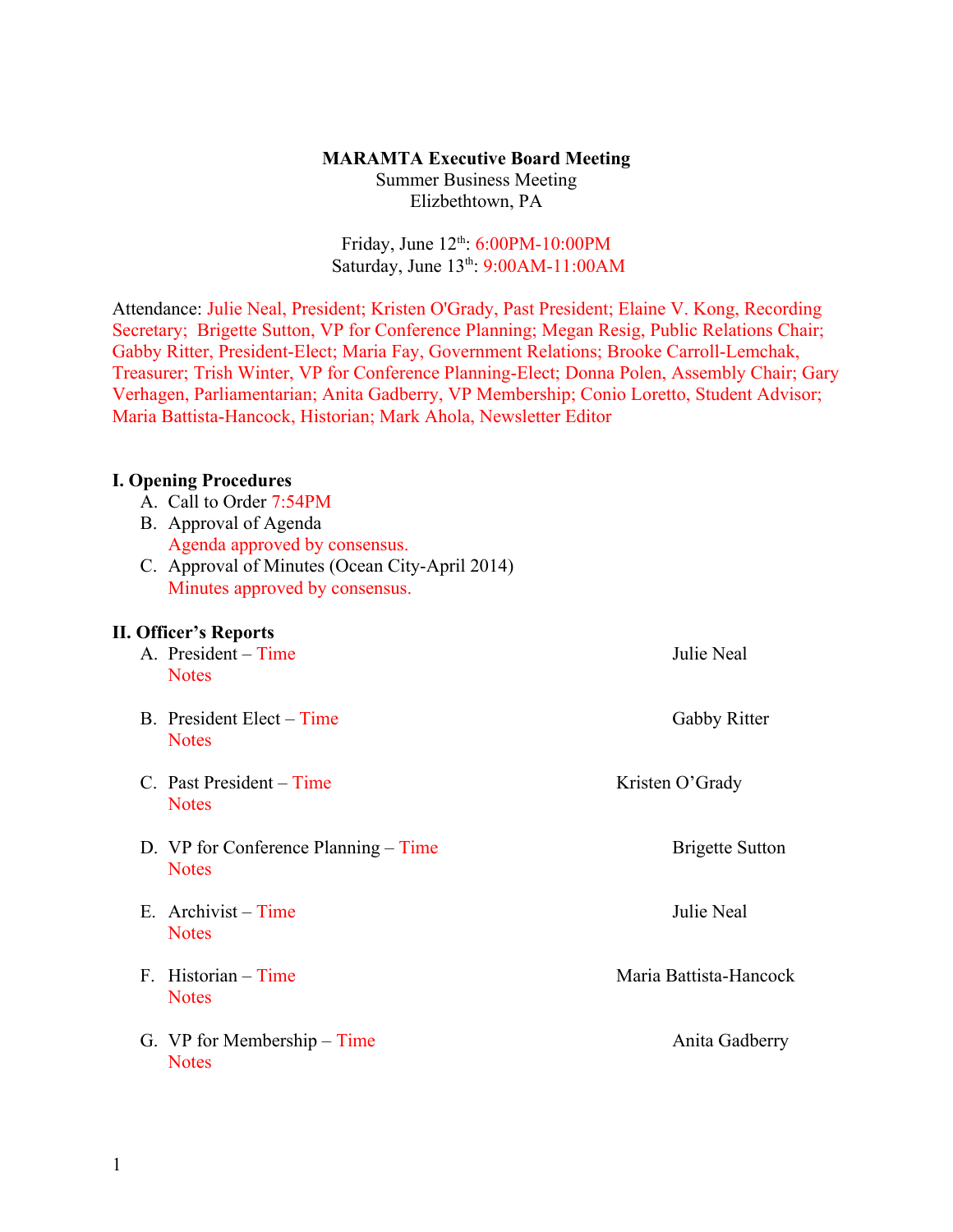**MARAMTA Executive Board Meeting**
Summer Business Meeting
Elizbethtown, PA

Friday, June 12th: 6:00PM-10:00PM
Saturday, June 13th: 9:00AM-11:00AM

Attendance: Julie Neal, President; Kristen O'Grady, Past President; Elaine V. Kong, Recording Secretary; Brigette Sutton, VP for Conference Planning; Megan Resig, Public Relations Chair; Gabby Ritter, President-Elect; Maria Fay, Government Relations; Brooke Carroll-Lemchak, Treasurer; Trish Winter, VP for Conference Planning-Elect; Donna Polen, Assembly Chair; Gary Verhagen, Parliamentarian; Anita Gadberry, VP Membership; Conio Loretto, Student Advisor; Maria Battista-Hancock, Historian; Mark Ahola, Newsletter Editor

**I. Opening Procedures**

A. Call to Order 7:54PM

B. Approval of Agenda
Agenda approved by consensus.

C. Approval of Minutes (Ocean City-April 2014)
Minutes approved by consensus.

**II. Officer's Reports**

A. President – Time — Julie Neal
Notes

B. President Elect – Time — Gabby Ritter
Notes

C. Past President – Time — Kristen O'Grady
Notes

D. VP for Conference Planning – Time — Brigette Sutton
Notes

E. Archivist – Time — Julie Neal
Notes

F. Historian – Time — Maria Battista-Hancock
Notes

G. VP for Membership – Time — Anita Gadberry
Notes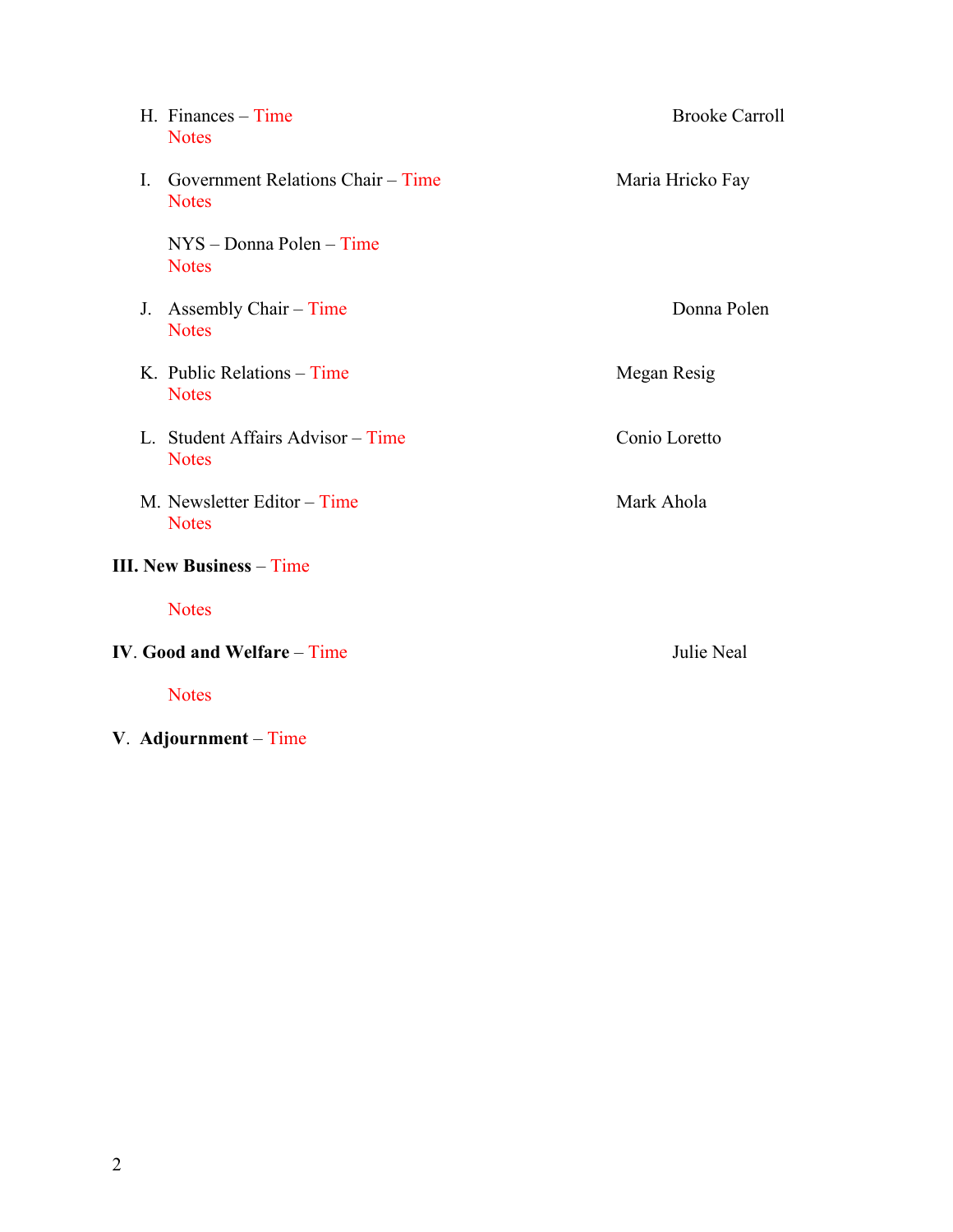H. Finances – Time
   Notes
   Brooke Carroll

I. Government Relations Chair – Time
   Notes
   Maria Hricko Fay

   NYS – Donna Polen – Time
   Notes

J. Assembly Chair – Time
   Notes
   Donna Polen

K. Public Relations – Time
   Notes
   Megan Resig

L. Student Affairs Advisor – Time
   Notes
   Conio Loretto

M. Newsletter Editor – Time
   Notes
   Mark Ahola

**III. New Business** – Time

Notes

**IV. Good and Welfare** – Time — Julie Neal

Notes

**V. Adjournment** – Time